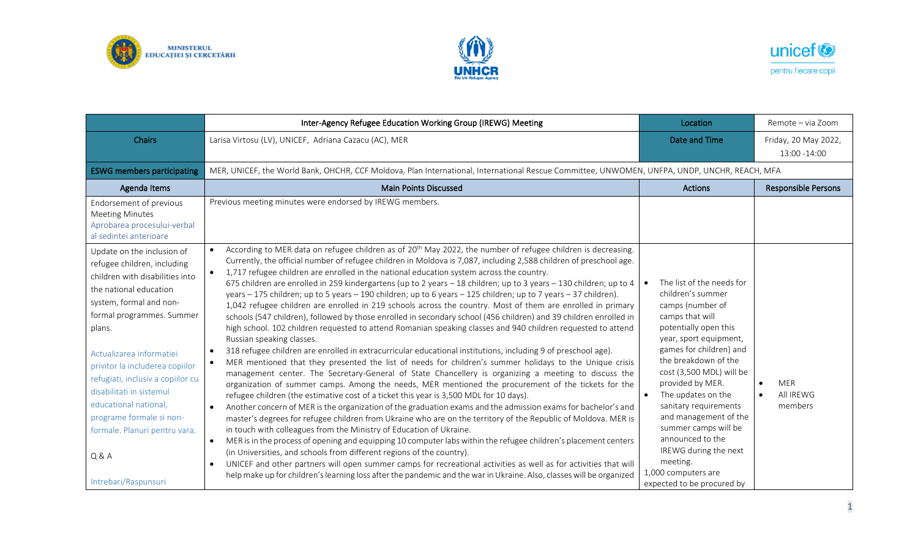| | Inter-Agency Refugee Education Working Group (IREWG) Meeting | Location | Remote – via Zoom |
|---|---|---|---|
| Chairs | Larisa Virtosu (LV), UNICEF, Adriana Cazacu (AC), MER | Date and Time | Friday, 20 May 2022, 13:00 -14:00 |
| ESWG members participating | MER, UNICEF, the World Bank, OHCHR, CCF Moldova, Plan International, International Rescue Committee, UNWOMEN, UNFPA, UNDP, UNCHR, REACH, MFA | | |
| Agenda Items | Main Points Discussed | Actions | Responsible Persons |
| Endorsement of previous Meeting Minutes<br>Aprobarea procesului-verbal al sedintei anterioare | Previous meeting minutes were endorsed by IREWG members. | | |
| Update on the inclusion of refugee children, including children with disabilities into the national education system, formal and non-formal programmes. Summer plans.<br><br>Actualizarea informatiei privitor la includerea copiilor refugiati, inclusiv a copiilor cu disabilitati in sistemul educational national, programe formale si non-formale. Planuri pentru vara.<br><br>Q & A<br><br>Intrebari/Raspunsuri | • According to MER data on refugee children as of 20th May 2022, the number of refugee children is decreasing. Currently, the official number of refugee children in Moldova is 7,087, including 2,588 children of preschool age.<br>• 1,717 refugee children are enrolled in the national education system across the country.<br>675 children are enrolled in 259 kindergartens (up to 2 years – 18 children; up to 3 years – 130 children; up to 4 years – 175 children; up to 5 years – 190 children; up to 6 years – 125 children; up to 7 years – 37 children).<br>1,042 refugee children are enrolled in 219 schools across the country. Most of them are enrolled in primary schools (547 children), followed by those enrolled in secondary school (456 children) and 39 children enrolled in high school. 102 children requested to attend Romanian speaking classes and 940 children requested to attend Russian speaking classes.<br>• 318 refugee children are enrolled in extracurricular educational institutions, including 9 of preschool age).<br>• MER mentioned that they presented the list of needs for children's summer holidays to the Unique crisis management center. The Secretary-General of State Chancellery is organizing a meeting to discuss the organization of summer camps. Among the needs, MER mentioned the procurement of the tickets for the refugee children (the estimative cost of a ticket this year is 3,500 MDL for 10 days).<br>• Another concern of MER is the organization of the graduation exams and the admission exams for bachelor's and master's degrees for refugee children from Ukraine who are on the territory of the Republic of Moldova. MER is in touch with colleagues from the Ministry of Education of Ukraine.<br>• MER is in the process of opening and equipping 10 computer labs within the refugee children's placement centers (in Universities, and schools from different regions of the country).<br>• UNICEF and other partners will open summer camps for recreational activities as well as for activities that will help make up for children's learning loss after the pandemic and the war in Ukraine. Also, classes will be organized | • The list of the needs for children's summer camps (number of camps that will potentially open this year, sport equipment, games for children) and the breakdown of the cost (3,500 MDL) will be provided by MER.<br>• The updates on the sanitary requirements and management of the summer camps will be announced to the IREWG during the next meeting.<br>1,000 computers are expected to be procured by | • MER<br>• All IREWG members |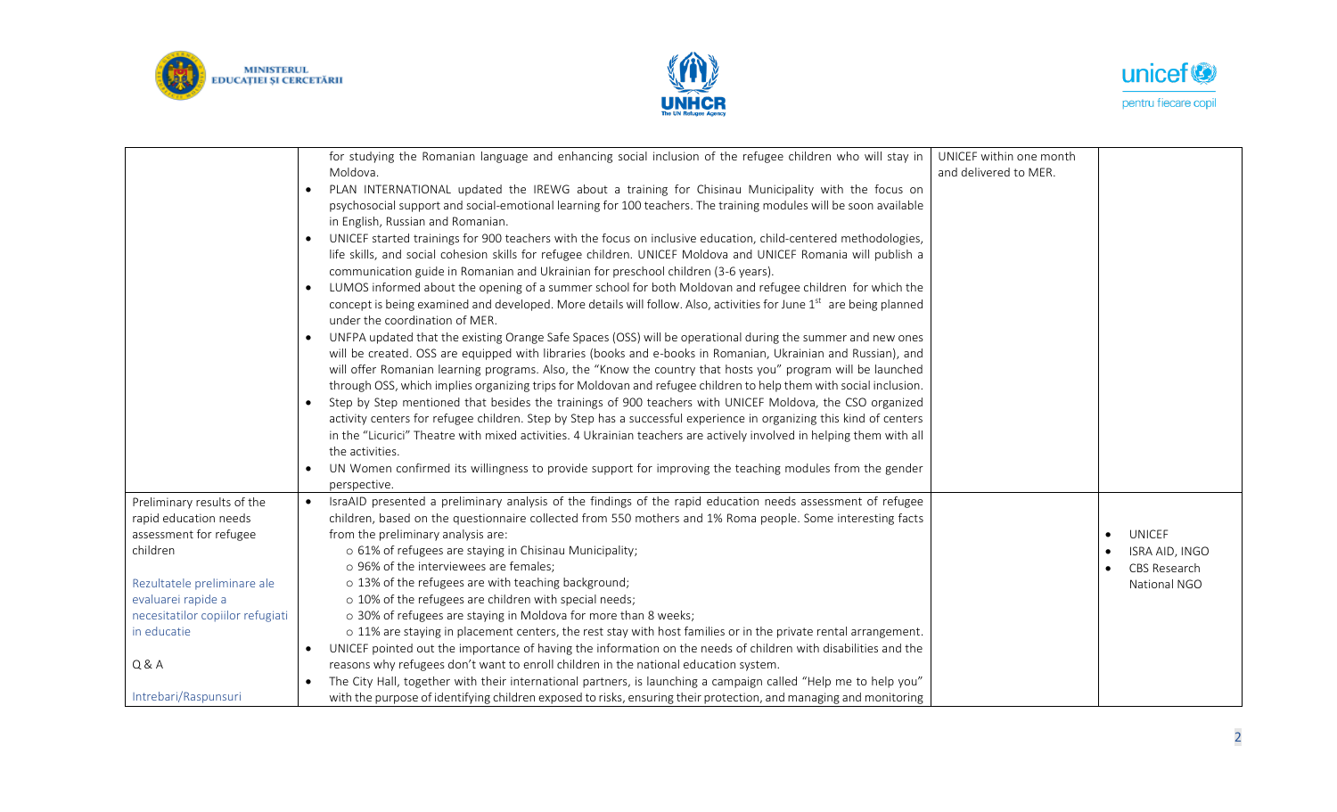| | | | |
|---|---|---|---|
| | for studying the Romanian language and enhancing social inclusion of the refugee children who will stay in Moldova.<br>• PLAN INTERNATIONAL updated the IREWG about a training for Chisinau Municipality with the focus on psychosocial support and social-emotional learning for 100 teachers. The training modules will be soon available in English, Russian and Romanian.<br>• UNICEF started trainings for 900 teachers with the focus on inclusive education, child-centered methodologies, life skills, and social cohesion skills for refugee children. UNICEF Moldova and UNICEF Romania will publish a communication guide in Romanian and Ukrainian for preschool children (3-6 years).<br>• LUMOS informed about the opening of a summer school for both Moldovan and refugee children for which the concept is being examined and developed. More details will follow. Also, activities for June 1st are being planned under the coordination of MER.<br>• UNFPA updated that the existing Orange Safe Spaces (OSS) will be operational during the summer and new ones will be created. OSS are equipped with libraries (books and e-books in Romanian, Ukrainian and Russian), and will offer Romanian learning programs. Also, the "Know the country that hosts you" program will be launched through OSS, which implies organizing trips for Moldovan and refugee children to help them with social inclusion.<br>• Step by Step mentioned that besides the trainings of 900 teachers with UNICEF Moldova, the CSO organized activity centers for refugee children. Step by Step has a successful experience in organizing this kind of centers in the "Licurici" Theatre with mixed activities. 4 Ukrainian teachers are actively involved in helping them with all the activities.<br>• UN Women confirmed its willingness to provide support for improving the teaching modules from the gender perspective. | UNICEF within one month and delivered to MER. | |
| Preliminary results of the rapid education needs assessment for refugee children<br><br>Rezultatele preliminare ale evaluarei rapide a necesitatilor copiilor refugiati in educatie<br><br>Q & A<br><br>Intrebari/Raspunsuri | • IsraAID presented a preliminary analysis of the findings of the rapid education needs assessment of refugee children, based on the questionnaire collected from 550 mothers and 1% Roma people. Some interesting facts from the preliminary analysis are:<br>  ○ 61% of refugees are staying in Chisinau Municipality;<br>  ○ 96% of the interviewees are females;<br>  ○ 13% of the refugees are with teaching background;<br>  ○ 10% of the refugees are children with special needs;<br>  ○ 30% of refugees are staying in Moldova for more than 8 weeks;<br>  ○ 11% are staying in placement centers, the rest stay with host families or in the private rental arrangement.<br>• UNICEF pointed out the importance of having the information on the needs of children with disabilities and the reasons why refugees don't want to enroll children in the national education system.<br>• The City Hall, together with their international partners, is launching a campaign called "Help me to help you" with the purpose of identifying children exposed to risks, ensuring their protection, and managing and monitoring | | • UNICEF<br>• ISRA AID, INGO<br>• CBS Research National NGO |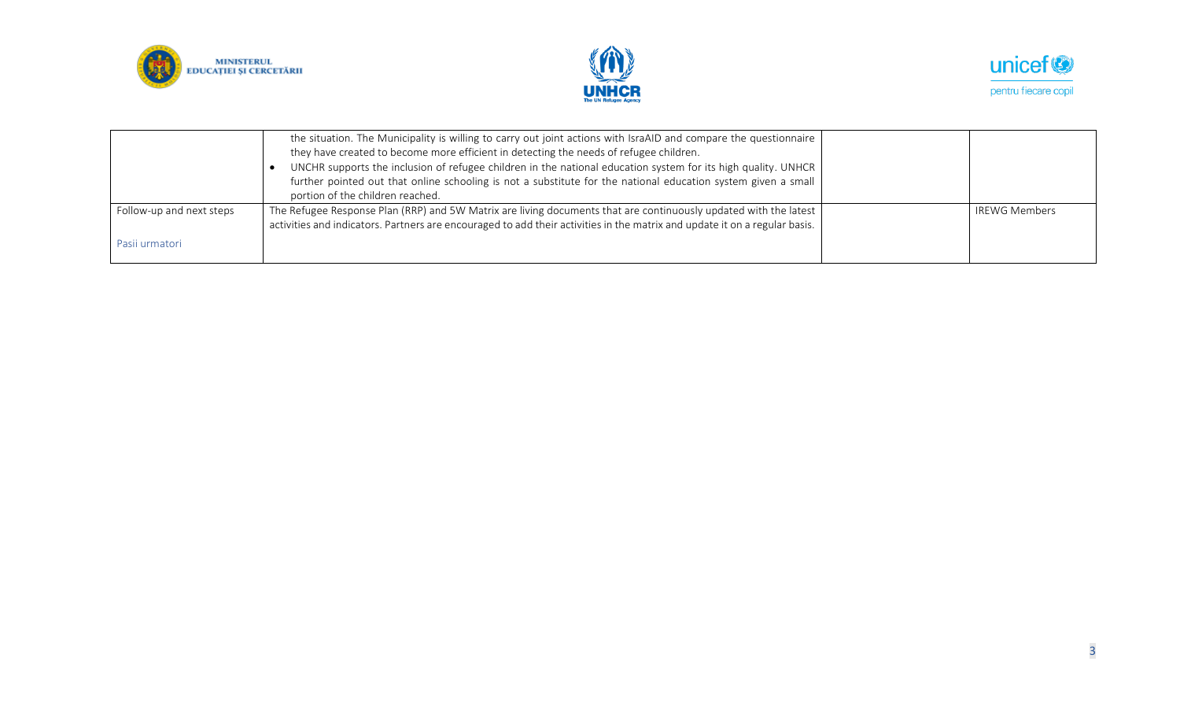| | | | |
|---|---|---|---|
| | the situation. The Municipality is willing to carry out joint actions with IsraAID and compare the questionnaire they have created to become more efficient in detecting the needs of refugee children.<br>• UNCHR supports the inclusion of refugee children in the national education system for its high quality. UNHCR further pointed out that online schooling is not a substitute for the national education system given a small portion of the children reached. | | |
| Follow-up and next steps<br><br>Pasii urmatori | The Refugee Response Plan (RRP) and 5W Matrix are living documents that are continuously updated with the latest activities and indicators. Partners are encouraged to add their activities in the matrix and update it on a regular basis. | | IREWG Members |